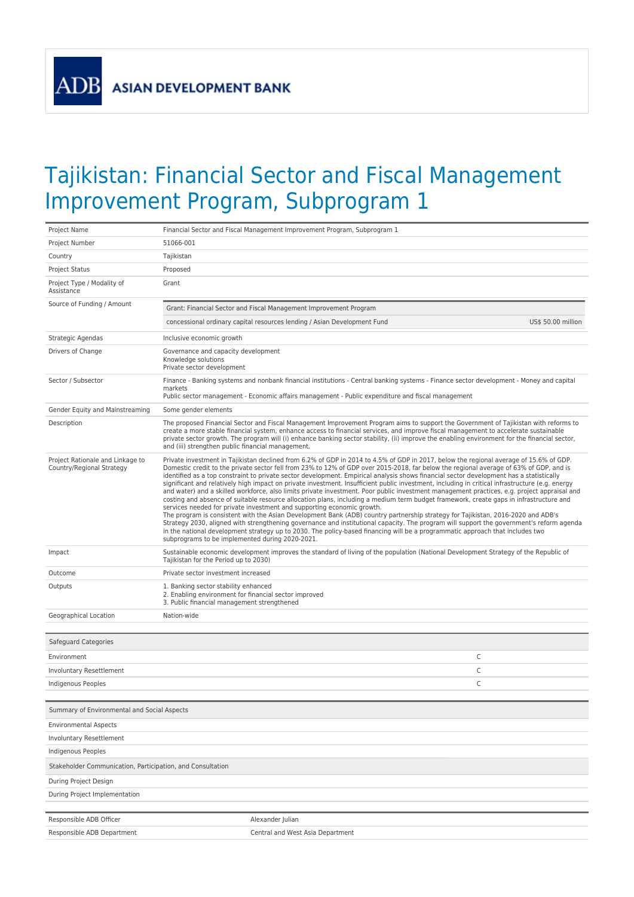ADB ASIAN DEVELOPMENT BANK

# Tajikistan: Financial Sector and Fiscal Management Improvement Program, Subprogram 1

| | |
|---|---|
| Project Name | Financial Sector and Fiscal Management Improvement Program, Subprogram 1 |
| Project Number | 51066-001 |
| Country | Tajikistan |
| Project Status | Proposed |
| Project Type / Modality of Assistance | Grant |
| Source of Funding / Amount | Grant: Financial Sector and Fiscal Management Improvement Program<br>concessional ordinary capital resources lending / Asian Development Fund — US$ 50.00 million |
| Strategic Agendas | Inclusive economic growth |
| Drivers of Change | Governance and capacity development<br>Knowledge solutions<br>Private sector development |
| Sector / Subsector | Finance - Banking systems and nonbank financial institutions - Central banking systems - Finance sector development - Money and capital markets<br>Public sector management - Economic affairs management - Public expenditure and fiscal management |
| Gender Equity and Mainstreaming | Some gender elements |
| Description | The proposed Financial Sector and Fiscal Management Improvement Program aims to support the Government of Tajikistan with reforms to create a more stable financial system, enhance access to financial services, and improve fiscal management to accelerate sustainable private sector growth. The program will (i) enhance banking sector stability, (ii) improve the enabling environment for the financial sector, and (iii) strengthen public financial management. |
| Project Rationale and Linkage to Country/Regional Strategy | Private investment in Tajikistan declined from 6.2% of GDP in 2014 to 4.5% of GDP in 2017, below the regional average of 15.6% of GDP. Domestic credit to the private sector fell from 23% to 12% of GDP over 2015-2018, far below the regional average of 63% of GDP, and is identified as a top constraint to private sector development. Empirical analysis shows financial sector development has a statistically significant and relatively high impact on private investment. Insufficient public investment, including in critical infrastructure (e.g. energy and water) and a skilled workforce, also limits private investment. Poor public investment management practices, e.g. project appraisal and costing and absence of suitable resource allocation plans, including a medium term budget framework, create gaps in infrastructure and services needed for private investment and supporting economic growth.<br>The program is consistent with the Asian Development Bank (ADB) country partnership strategy for Tajikistan, 2016-2020 and ADB's Strategy 2030, aligned with strengthening governance and institutional capacity. The program will support the government's reform agenda in the national development strategy up to 2030. The policy-based financing will be a programmatic approach that includes two subprograms to be implemented during 2020-2021. |
| Impact | Sustainable economic development improves the standard of living of the population (National Development Strategy of the Republic of Tajikistan for the Period up to 2030) |
| Outcome | Private sector investment increased |
| Outputs | 1. Banking sector stability enhanced<br>2. Enabling environment for financial sector improved<br>3. Public financial management strengthened |
| Geographical Location | Nation-wide |

| Safeguard Categories | |
|---|---|
| Environment | C |
| Involuntary Resettlement | C |
| Indigenous Peoples | C |

| Summary of Environmental and Social Aspects | |
|---|---|
| Environmental Aspects | |
| Involuntary Resettlement | |
| Indigenous Peoples | |
| **Stakeholder Communication, Participation, and Consultation** | |
| During Project Design | |
| During Project Implementation | |

| | |
|---|---|
| Responsible ADB Officer | Alexander Julian |
| Responsible ADB Department | Central and West Asia Department |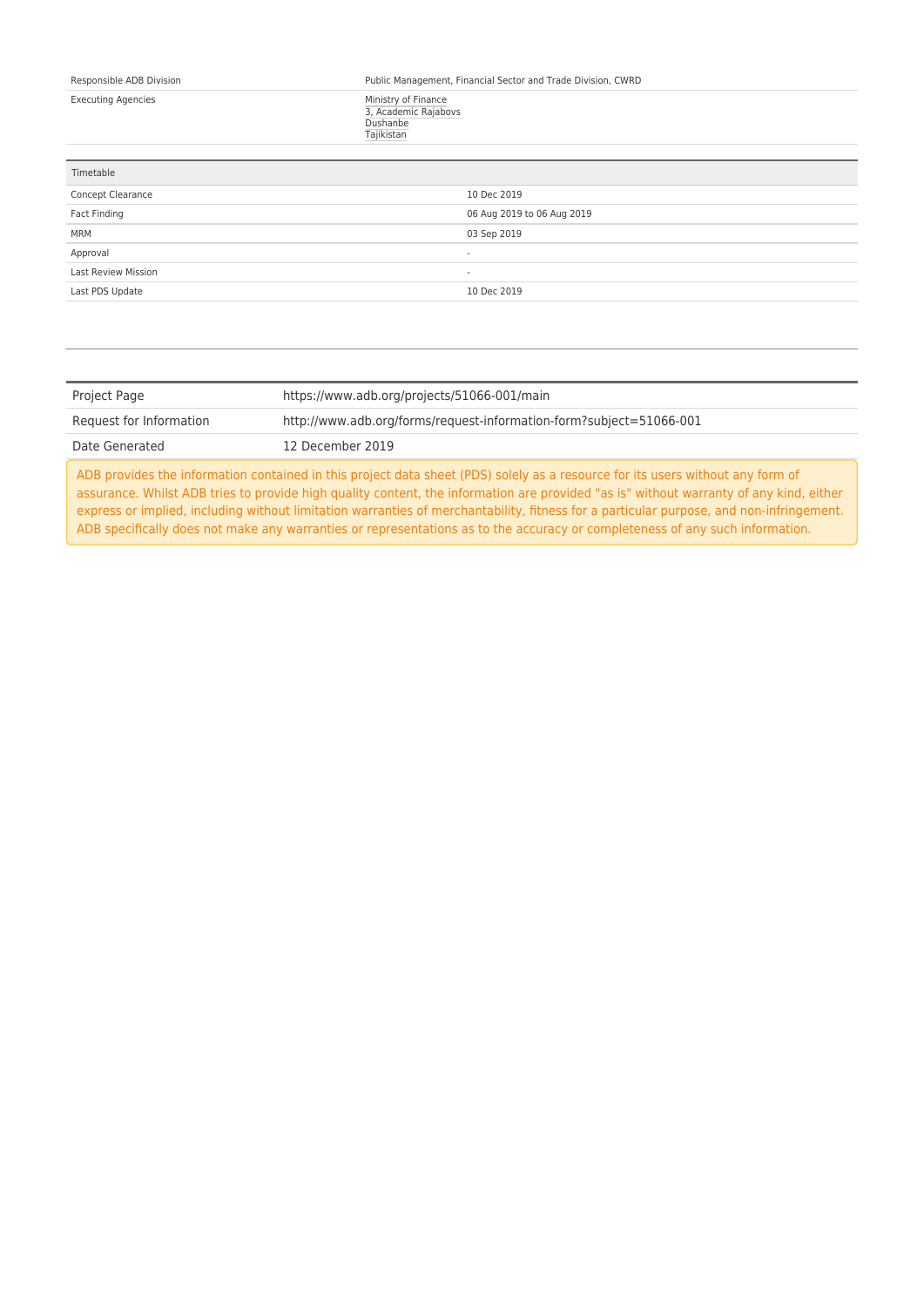| | |
|---|---|
| Responsible ADB Division | Public Management, Financial Sector and Trade Division, CWRD |
| Executing Agencies | Ministry of Finance<br>3, Academic Rajabovs<br>Dushanbe<br>Tajikistan |

| Timetable | |
|---|---|
| Concept Clearance | 10 Dec 2019 |
| Fact Finding | 06 Aug 2019 to 06 Aug 2019 |
| MRM | 03 Sep 2019 |
| Approval | - |
| Last Review Mission | - |
| Last PDS Update | 10 Dec 2019 |

| | |
|---|---|
| Project Page | https://www.adb.org/projects/51066-001/main |
| Request for Information | http://www.adb.org/forms/request-information-form?subject=51066-001 |
| Date Generated | 12 December 2019 |

ADB provides the information contained in this project data sheet (PDS) solely as a resource for its users without any form of assurance. Whilst ADB tries to provide high quality content, the information are provided "as is" without warranty of any kind, either express or implied, including without limitation warranties of merchantability, fitness for a particular purpose, and non-infringement. ADB specifically does not make any warranties or representations as to the accuracy or completeness of any such information.